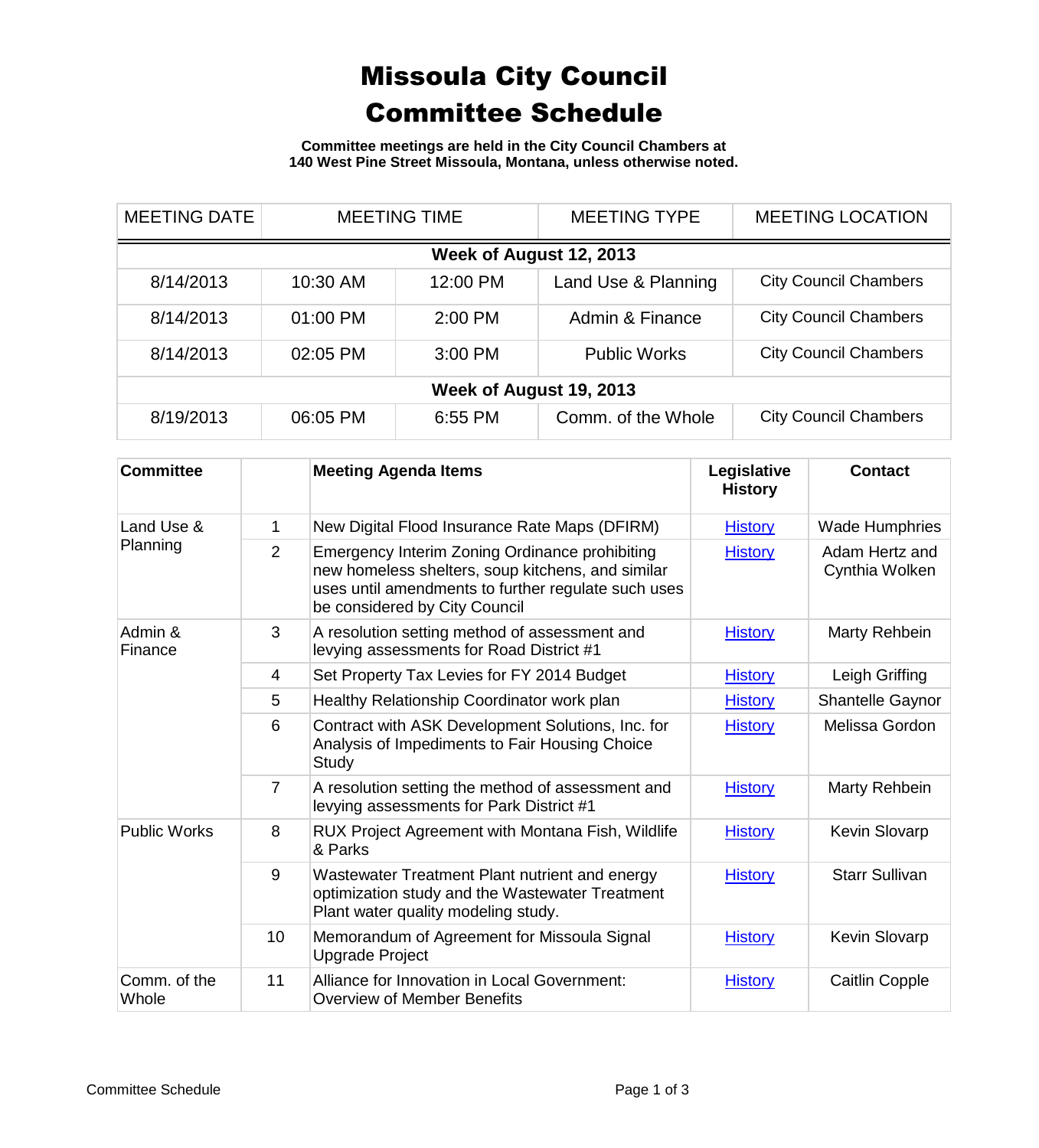# Missoula City Council
# Committee Schedule

**Committee meetings are held in the City Council Chambers at 140 West Pine Street Missoula, Montana, unless otherwise noted.**

| MEETING DATE | MEETING TIME | | MEETING TYPE | MEETING LOCATION |
|---|---|---|---|---|
| **Week of August 12, 2013** | | | | |
| 8/14/2013 | 10:30 AM | 12:00 PM | Land Use & Planning | City Council Chambers |
| 8/14/2013 | 01:00 PM | 2:00 PM | Admin & Finance | City Council Chambers |
| 8/14/2013 | 02:05 PM | 3:00 PM | Public Works | City Council Chambers |
| **Week of August 19, 2013** | | | | |
| 8/19/2013 | 06:05 PM | 6:55 PM | Comm. of the Whole | City Council Chambers |

| Committee | | Meeting Agenda Items | Legislative History | Contact |
|---|---|---|---|---|
| Land Use & Planning | 1 | New Digital Flood Insurance Rate Maps (DFIRM) | History | Wade Humphries |
| | 2 | Emergency Interim Zoning Ordinance prohibiting new homeless shelters, soup kitchens, and similar uses until amendments to further regulate such uses be considered by City Council | History | Adam Hertz and Cynthia Wolken |
| Admin & Finance | 3 | A resolution setting method of assessment and levying assessments for Road District #1 | History | Marty Rehbein |
| | 4 | Set Property Tax Levies for FY 2014 Budget | History | Leigh Griffing |
| | 5 | Healthy Relationship Coordinator work plan | History | Shantelle Gaynor |
| | 6 | Contract with ASK Development Solutions, Inc. for Analysis of Impediments to Fair Housing Choice Study | History | Melissa Gordon |
| | 7 | A resolution setting the method of assessment and levying assessments for Park District #1 | History | Marty Rehbein |
| Public Works | 8 | RUX Project Agreement with Montana Fish, Wildlife & Parks | History | Kevin Slovarp |
| | 9 | Wastewater Treatment Plant nutrient and energy optimization study and the Wastewater Treatment Plant water quality modeling study. | History | Starr Sullivan |
| | 10 | Memorandum of Agreement for Missoula Signal Upgrade Project | History | Kevin Slovarp |
| Comm. of the Whole | 11 | Alliance for Innovation in Local Government: Overview of Member Benefits | History | Caitlin Copple |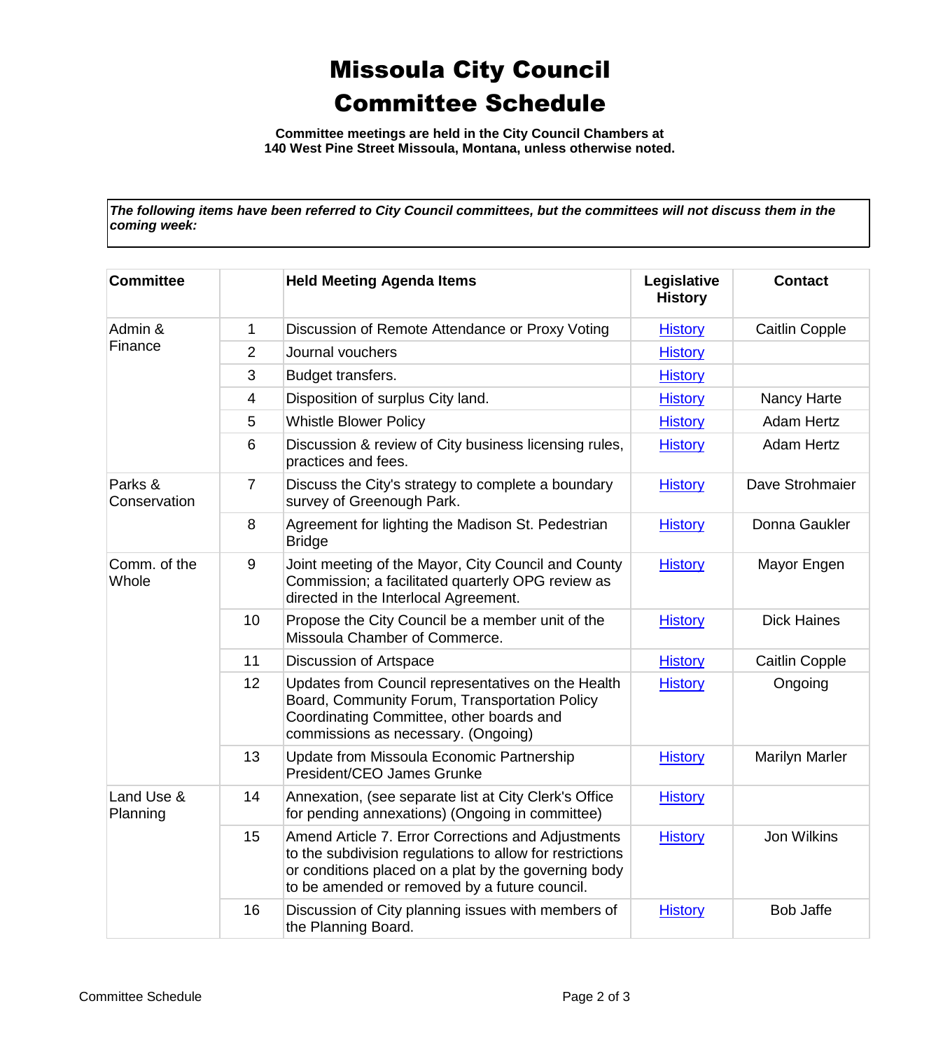# Missoula City Council
# Committee Schedule

**Committee meetings are held in the City Council Chambers at 140 West Pine Street Missoula, Montana, unless otherwise noted.**

***The following items have been referred to City Council committees, but the committees will not discuss them in the coming week:***

| Committee | | Held Meeting Agenda Items | Legislative History | Contact |
|---|---|---|---|---|
| Admin & Finance | 1 | Discussion of Remote Attendance or Proxy Voting | History | Caitlin Copple |
| | 2 | Journal vouchers | History | |
| | 3 | Budget transfers. | History | |
| | 4 | Disposition of surplus City land. | History | Nancy Harte |
| | 5 | Whistle Blower Policy | History | Adam Hertz |
| | 6 | Discussion & review of City business licensing rules, practices and fees. | History | Adam Hertz |
| Parks & Conservation | 7 | Discuss the City's strategy to complete a boundary survey of Greenough Park. | History | Dave Strohmaier |
| | 8 | Agreement for lighting the Madison St. Pedestrian Bridge | History | Donna Gaukler |
| Comm. of the Whole | 9 | Joint meeting of the Mayor, City Council and County Commission; a facilitated quarterly OPG review as directed in the Interlocal Agreement. | History | Mayor Engen |
| | 10 | Propose the City Council be a member unit of the Missoula Chamber of Commerce. | History | Dick Haines |
| | 11 | Discussion of Artspace | History | Caitlin Copple |
| | 12 | Updates from Council representatives on the Health Board, Community Forum, Transportation Policy Coordinating Committee, other boards and commissions as necessary. (Ongoing) | History | Ongoing |
| | 13 | Update from Missoula Economic Partnership President/CEO James Grunke | History | Marilyn Marler |
| Land Use & Planning | 14 | Annexation, (see separate list at City Clerk's Office for pending annexations) (Ongoing in committee) | History | |
| | 15 | Amend Article 7. Error Corrections and Adjustments to the subdivision regulations to allow for restrictions or conditions placed on a plat by the governing body to be amended or removed by a future council. | History | Jon Wilkins |
| | 16 | Discussion of City planning issues with members of the Planning Board. | History | Bob Jaffe |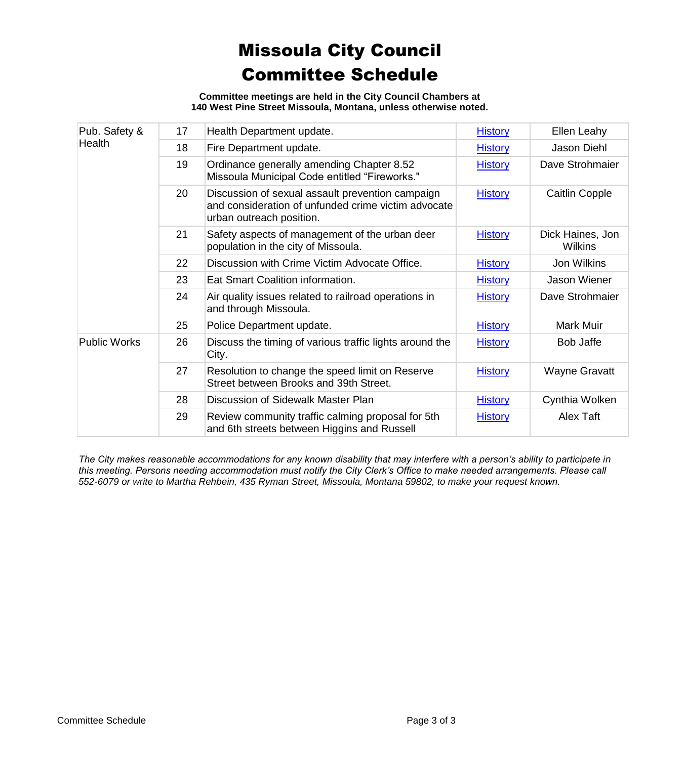# Missoula City Council
# Committee Schedule

**Committee meetings are held in the City Council Chambers at 140 West Pine Street Missoula, Montana, unless otherwise noted.**

| | | | | |
|---|---|---|---|---|
| Pub. Safety & Health | 17 | Health Department update. | History | Ellen Leahy |
| | 18 | Fire Department update. | History | Jason Diehl |
| | 19 | Ordinance generally amending Chapter 8.52 Missoula Municipal Code entitled “Fireworks.” | History | Dave Strohmaier |
| | 20 | Discussion of sexual assault prevention campaign and consideration of unfunded crime victim advocate urban outreach position. | History | Caitlin Copple |
| | 21 | Safety aspects of management of the urban deer population in the city of Missoula. | History | Dick Haines, Jon Wilkins |
| | 22 | Discussion with Crime Victim Advocate Office. | History | Jon Wilkins |
| | 23 | Eat Smart Coalition information. | History | Jason Wiener |
| | 24 | Air quality issues related to railroad operations in and through Missoula. | History | Dave Strohmaier |
| | 25 | Police Department update. | History | Mark Muir |
| Public Works | 26 | Discuss the timing of various traffic lights around the City. | History | Bob Jaffe |
| | 27 | Resolution to change the speed limit on Reserve Street between Brooks and 39th Street. | History | Wayne Gravatt |
| | 28 | Discussion of Sidewalk Master Plan | History | Cynthia Wolken |
| | 29 | Review community traffic calming proposal for 5th and 6th streets between Higgins and Russell | History | Alex Taft |

*The City makes reasonable accommodations for any known disability that may interfere with a person’s ability to participate in this meeting. Persons needing accommodation must notify the City Clerk’s Office to make needed arrangements. Please call 552-6079 or write to Martha Rehbein, 435 Ryman Street, Missoula, Montana 59802, to make your request known.*